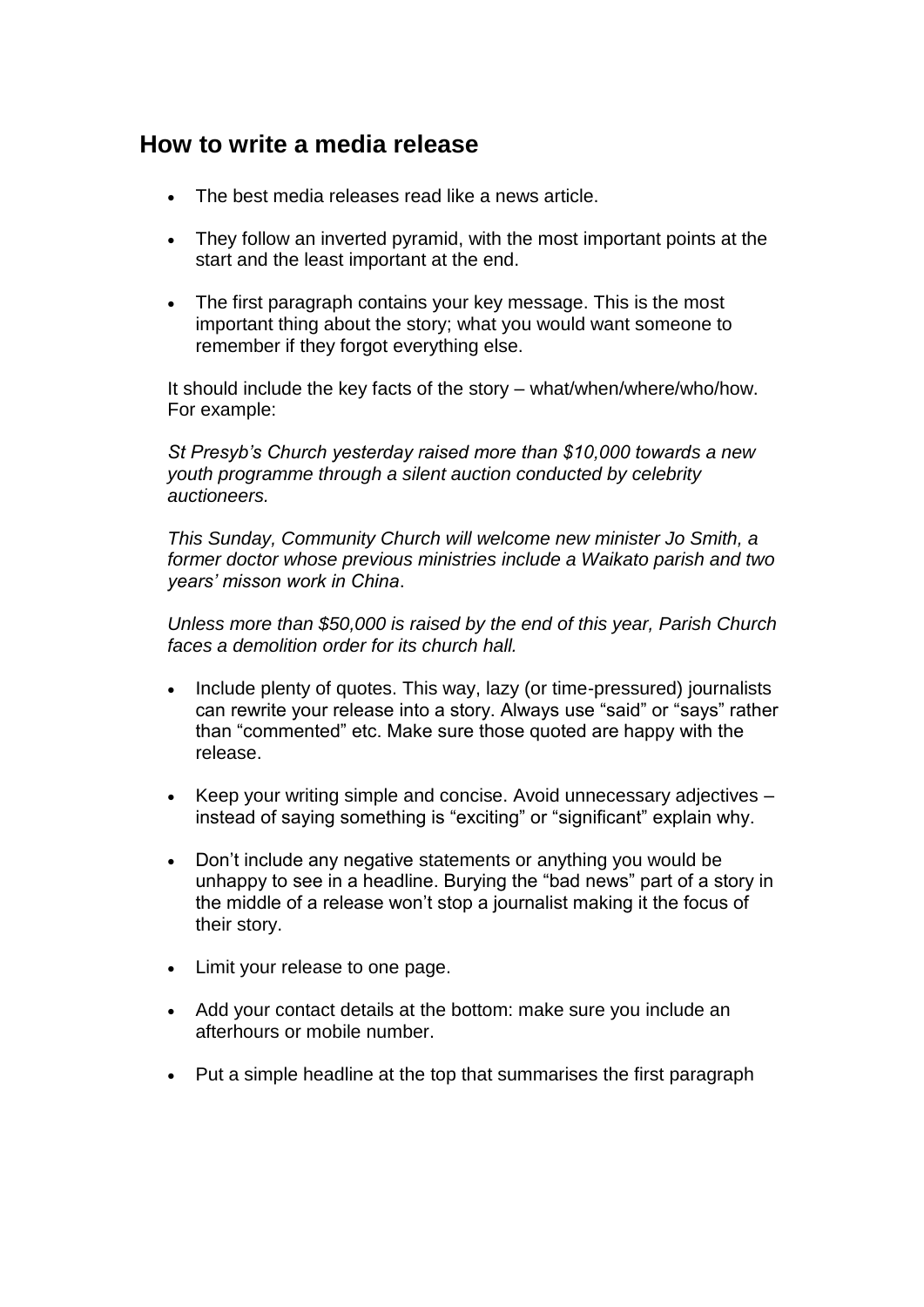## How to write a media release

- The best media releases read like a news article.
- They follow an inverted pyramid, with the most important points at the start and the least important at the end.
- The first paragraph contains your key message. This is the most important thing about the story; what you would want someone to remember if they forgot everything else.

It should include the key facts of the story – what/when/where/who/how. For example:

*St Presyb's Church yesterday raised more than $10,000 towards a new youth programme through a silent auction conducted by celebrity auctioneers.*

*This Sunday, Community Church will welcome new minister Jo Smith, a former doctor whose previous ministries include a Waikato parish and two years' misson work in China*.

*Unless more than $50,000 is raised by the end of this year, Parish Church faces a demolition order for its church hall.*

- Include plenty of quotes. This way, lazy (or time-pressured) journalists can rewrite your release into a story. Always use "said" or "says" rather than "commented" etc. Make sure those quoted are happy with the release.
- Keep your writing simple and concise. Avoid unnecessary adjectives – instead of saying something is "exciting" or "significant" explain why.
- Don't include any negative statements or anything you would be unhappy to see in a headline. Burying the "bad news" part of a story in the middle of a release won't stop a journalist making it the focus of their story.
- Limit your release to one page.
- Add your contact details at the bottom: make sure you include an afterhours or mobile number.
- Put a simple headline at the top that summarises the first paragraph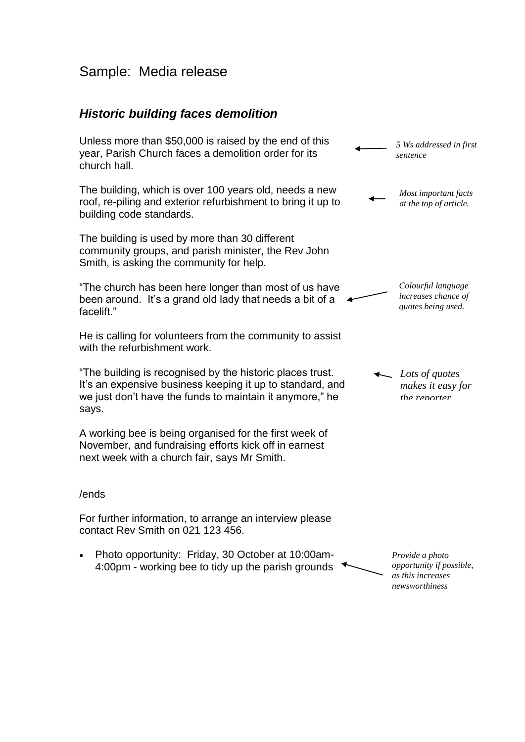# Sample: Media release

## *Historic building faces demolition*

Unless more than $50,000 is raised by the end of this year, Parish Church faces a demolition order for its church hall.

*5 Ws addressed in first sentence*

The building, which is over 100 years old, needs a new roof, re-piling and exterior refurbishment to bring it up to building code standards.

*Most important facts at the top of article.*

The building is used by more than 30 different community groups, and parish minister, the Rev John Smith, is asking the community for help.

"The church has been here longer than most of us have been around. It's a grand old lady that needs a bit of a facelift."

*Colourful language increases chance of quotes being used.*

He is calling for volunteers from the community to assist with the refurbishment work.

"The building is recognised by the historic places trust. It's an expensive business keeping it up to standard, and we just don't have the funds to maintain it anymore," he says.

*Lots of quotes makes it easy for the reporter*

A working bee is being organised for the first week of November, and fundraising efforts kick off in earnest next week with a church fair, says Mr Smith.

/ends

For further information, to arrange an interview please contact Rev Smith on 021 123 456.

- Photo opportunity: Friday, 30 October at 10:00am-4:00pm - working bee to tidy up the parish grounds

*Provide a photo opportunity if possible, as this increases newsworthiness*